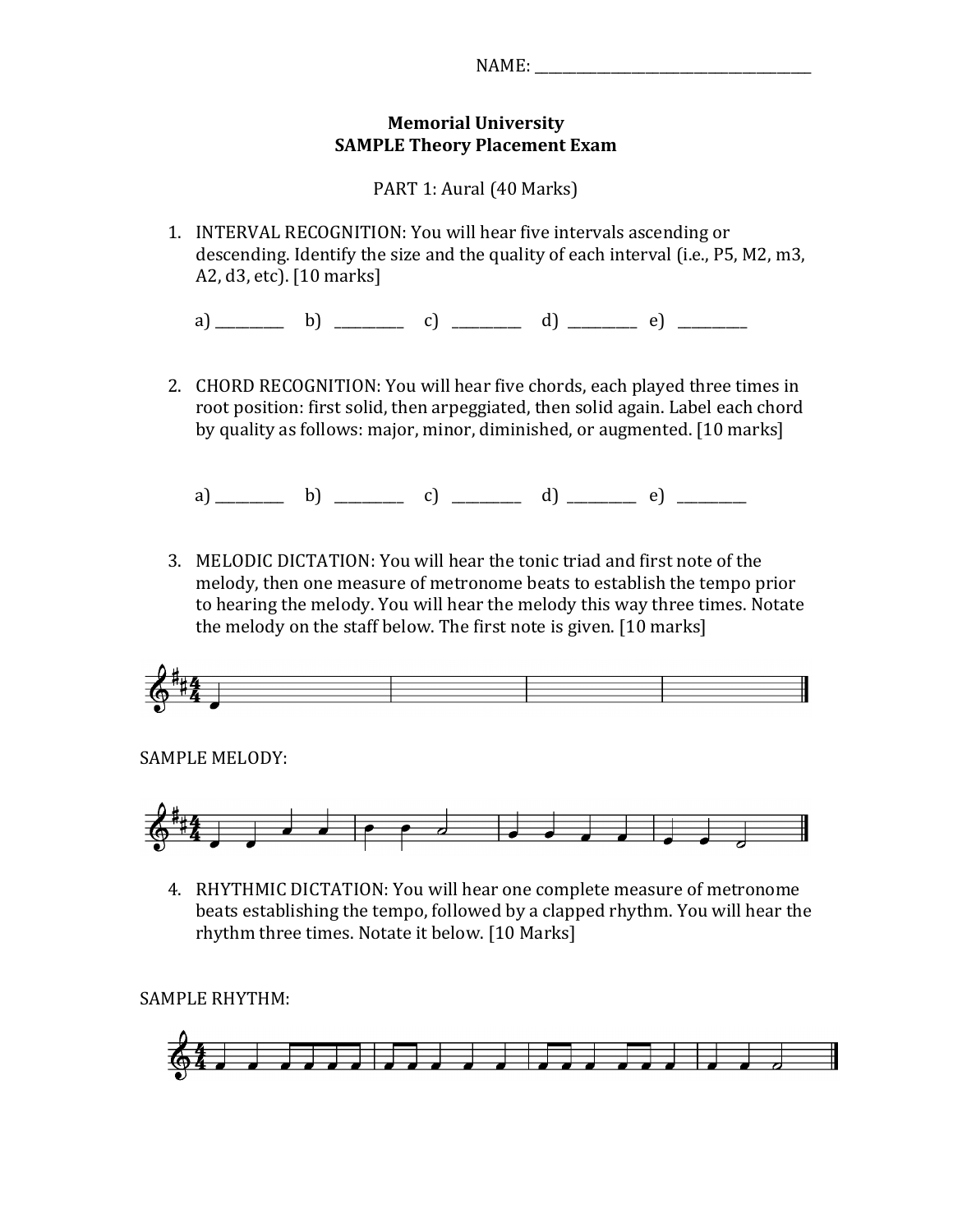NAME: ______________________________________

**Memorial University**
**SAMPLE Theory Placement Exam**

PART 1: Aural (40 Marks)

1. INTERVAL RECOGNITION: You will hear five intervals ascending or descending. Identify the size and the quality of each interval (i.e., P5, M2, m3, A2, d3, etc). [10 marks]

   a) __________ b) __________ c) __________ d) __________ e) __________

2. CHORD RECOGNITION: You will hear five chords, each played three times in root position: first solid, then arpeggiated, then solid again. Label each chord by quality as follows: major, minor, diminished, or augmented. [10 marks]

   a) __________ b) __________ c) __________ d) __________ e) __________

3. MELODIC DICTATION: You will hear the tonic triad and first note of the melody, then one measure of metronome beats to establish the tempo prior to hearing the melody. You will hear the melody this way three times. Notate the melody on the staff below. The first note is given. [10 marks]

SAMPLE MELODY:

4. RHYTHMIC DICTATION: You will hear one complete measure of metronome beats establishing the tempo, followed by a clapped rhythm. You will hear the rhythm three times. Notate it below. [10 Marks]

SAMPLE RHYTHM: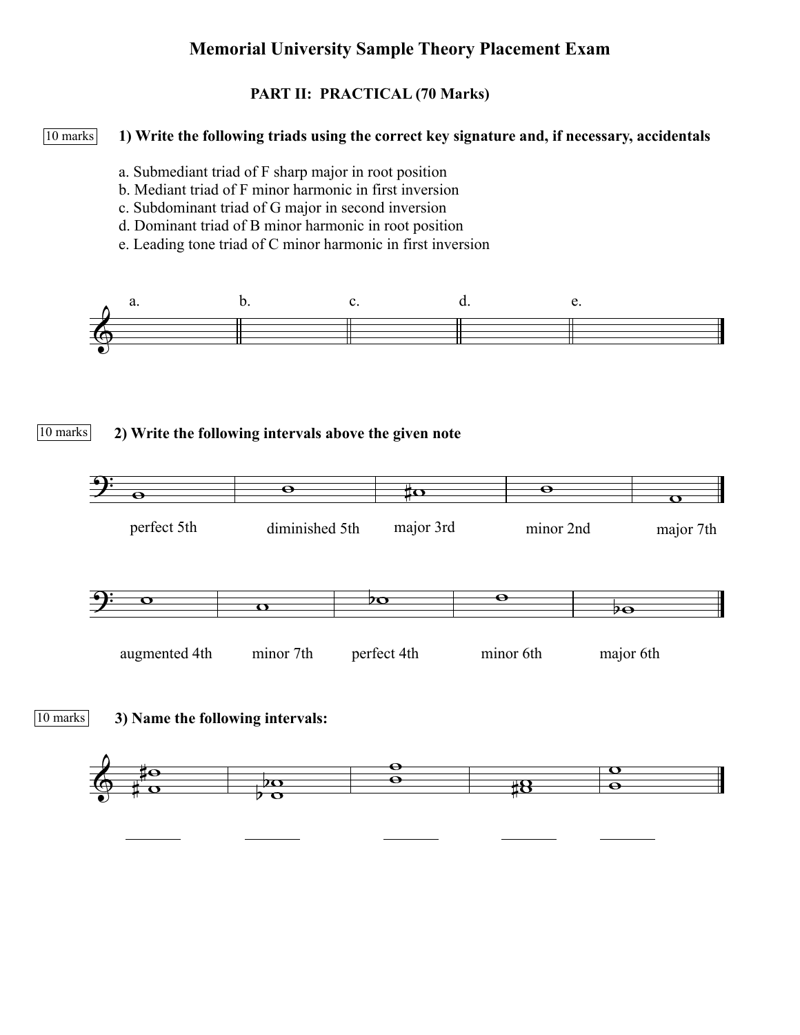# Memorial University Sample Theory Placement Exam

## PART II: PRACTICAL (70 Marks)

10 marks **1) Write the following triads using the correct key signature and, if necessary, accidentals**

a. Submediant triad of F sharp major in root position
b. Mediant triad of F minor harmonic in first inversion
c. Subdominant triad of G major in second inversion
d. Dominant triad of B minor harmonic in root position
e. Leading tone triad of C minor harmonic in first inversion

a. b. c. d. e.

10 marks **2) Write the following intervals above the given note**

perfect 5th  diminished 5th  major 3rd  minor 2nd  major 7th

augmented 4th  minor 7th  perfect 4th  minor 6th  major 6th

10 marks **3) Name the following intervals:**

_______ _______ _______ _______ _______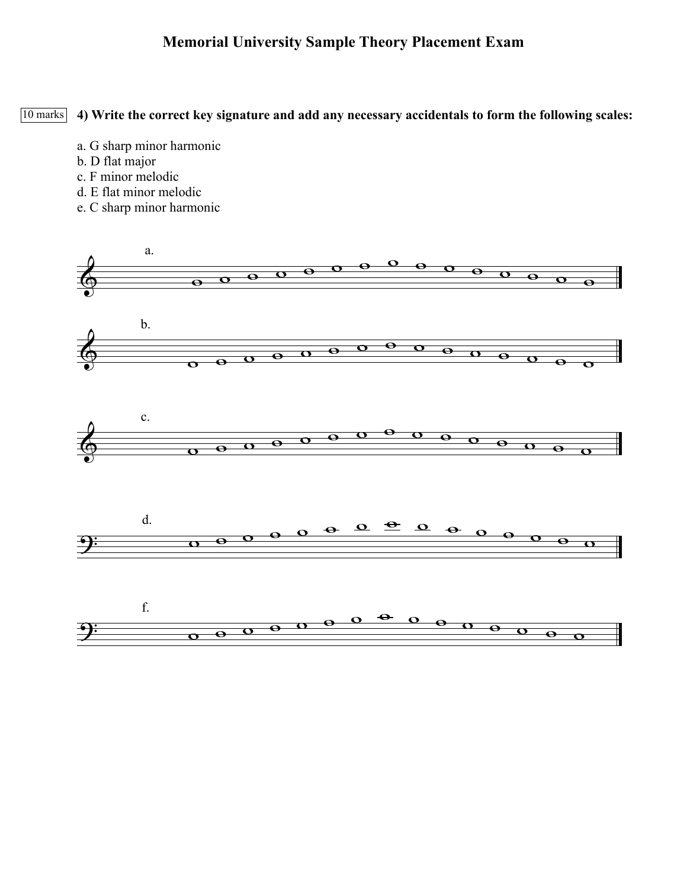# Memorial University Sample Theory Placement Exam

10 marks **4) Write the correct key signature and add any necessary accidentals to form the following scales:**

a. G sharp minor harmonic
b. D flat major
c. F minor melodic
d. E flat minor melodic
e. C sharp minor harmonic

a.

b.

c.

d.

f.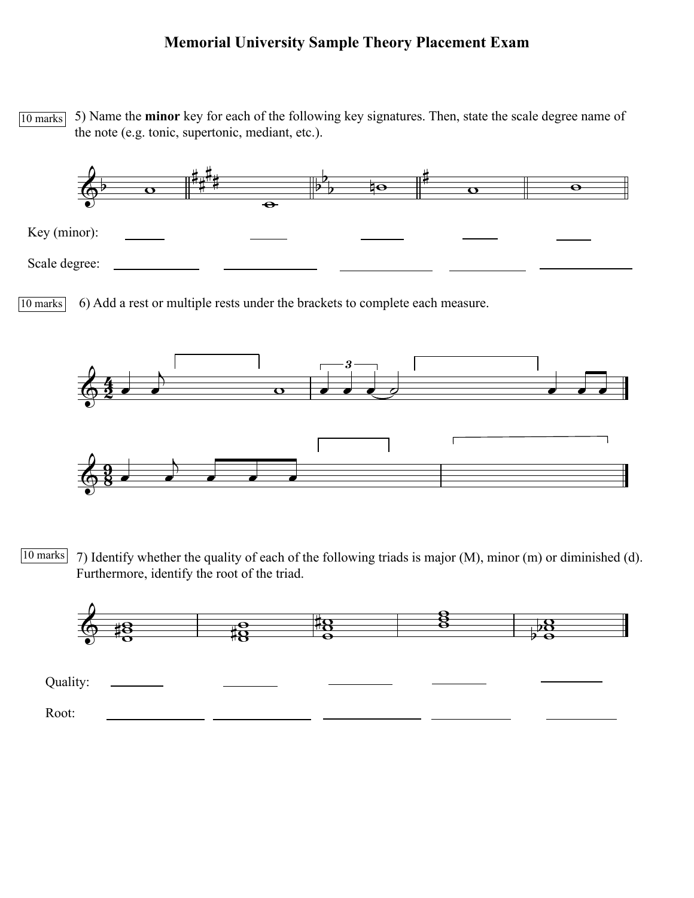# Memorial University Sample Theory Placement Exam

10 marks

5) Name the **minor** key for each of the following key signatures. Then, state the scale degree name of the note (e.g. tonic, supertonic, mediant, etc.).

Key (minor): ______ ______ ______ ______ ______

Scale degree: ______________ ______________ ______________ ______________ ______________

10 marks

6) Add a rest or multiple rests under the brackets to complete each measure.

3

10 marks

7) Identify whether the quality of each of the following triads is major (M), minor (m) or diminished (d). Furthermore, identify the root of the triad.

Quality: ________ ________ ________ ________ ________

Root: ______________ ______________ ______________ ______________ ______________